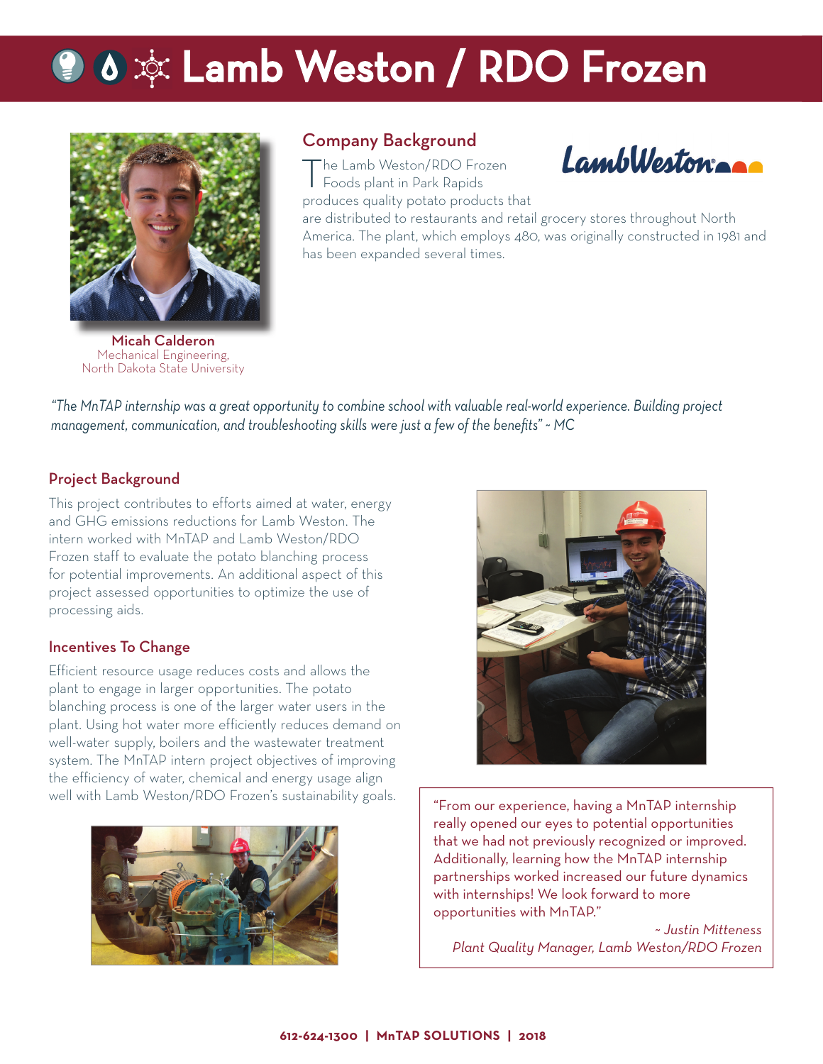# Lamb Weston / RDO Frozen

**Micah Calderon**
Mechanical Engineering,
North Dakota State University

## Company Background

The Lamb Weston/RDO Frozen Foods plant in Park Rapids produces quality potato products that are distributed to restaurants and retail grocery stores throughout North America. The plant, which employs 480, was originally constructed in 1981 and has been expanded several times.

*"The MnTAP internship was a great opportunity to combine school with valuable real-world experience. Building project management, communication, and troubleshooting skills were just a few of the benefits" ~ MC*

## Project Background

This project contributes to efforts aimed at water, energy and GHG emissions reductions for Lamb Weston. The intern worked with MnTAP and Lamb Weston/RDO Frozen staff to evaluate the potato blanching process for potential improvements. An additional aspect of this project assessed opportunities to optimize the use of processing aids.

## Incentives To Change

Efficient resource usage reduces costs and allows the plant to engage in larger opportunities. The potato blanching process is one of the larger water users in the plant. Using hot water more efficiently reduces demand on well-water supply, boilers and the wastewater treatment system. The MnTAP intern project objectives of improving the efficiency of water, chemical and energy usage align well with Lamb Weston/RDO Frozen's sustainability goals.

"From our experience, having a MnTAP internship really opened our eyes to potential opportunities that we had not previously recognized or improved. Additionally, learning how the MnTAP internship partnerships worked increased our future dynamics with internships! We look forward to more opportunities with MnTAP."

*~ Justin Mitteness*
*Plant Quality Manager, Lamb Weston/RDO Frozen*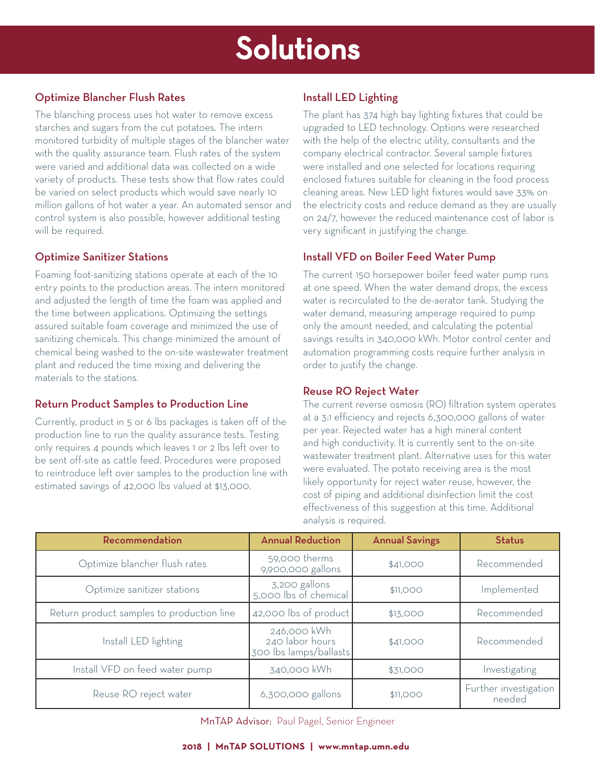# Solutions

### Optimize Blancher Flush Rates

The blanching process uses hot water to remove excess starches and sugars from the cut potatoes. The intern monitored turbidity of multiple stages of the blancher water with the quality assurance team. Flush rates of the system were varied and additional data was collected on a wide variety of products. These tests show that flow rates could be varied on select products which would save nearly 10 million gallons of hot water a year. An automated sensor and control system is also possible, however additional testing will be required.

### Optimize Sanitizer Stations

Foaming foot-sanitizing stations operate at each of the 10 entry points to the production areas. The intern monitored and adjusted the length of time the foam was applied and the time between applications. Optimizing the settings assured suitable foam coverage and minimized the use of sanitizing chemicals. This change minimized the amount of chemical being washed to the on-site wastewater treatment plant and reduced the time mixing and delivering the materials to the stations.

### Return Product Samples to Production Line

Currently, product in 5 or 6 lbs packages is taken off of the production line to run the quality assurance tests. Testing only requires 4 pounds which leaves 1 or 2 lbs left over to be sent off-site as cattle feed. Procedures were proposed to reintroduce left over samples to the production line with estimated savings of 42,000 lbs valued at $13,000.

### Install LED Lighting

The plant has 374 high bay lighting fixtures that could be upgraded to LED technology. Options were researched with the help of the electric utility, consultants and the company electrical contractor. Several sample fixtures were installed and one selected for locations requiring enclosed fixtures suitable for cleaning in the food process cleaning areas. New LED light fixtures would save 33% on the electricity costs and reduce demand as they are usually on 24/7, however the reduced maintenance cost of labor is very significant in justifying the change.

### Install VFD on Boiler Feed Water Pump

The current 150 horsepower boiler feed water pump runs at one speed. When the water demand drops, the excess water is recirculated to the de-aerator tank. Studying the water demand, measuring amperage required to pump only the amount needed, and calculating the potential savings results in 340,000 kWh. Motor control center and automation programming costs require further analysis in order to justify the change.

### Reuse RO Reject Water

The current reverse osmosis (RO) filtration system operates at a 3:1 efficiency and rejects 6,300,000 gallons of water per year. Rejected water has a high mineral content and high conductivity. It is currently sent to the on-site wastewater treatment plant. Alternative uses for this water were evaluated. The potato receiving area is the most likely opportunity for reject water reuse, however, the cost of piping and additional disinfection limit the cost effectiveness of this suggestion at this time. Additional analysis is required.

| Recommendation | Annual Reduction | Annual Savings | Status |
|---|---|---|---|
| Optimize blancher flush rates | 59,000 therms<br>9,900,000 gallons | $41,000 | Recommended |
| Optimize sanitizer stations | 3,200 gallons<br>5,000 lbs of chemical | $11,000 | Implemented |
| Return product samples to production line | 42,000 lbs of product | $13,000 | Recommended |
| Install LED lighting | 246,000 kWh<br>240 labor hours<br>300 lbs lamps/ballasts | $41,000 | Recommended |
| Install VFD on feed water pump | 340,000 kWh | $31,000 | Investigating |
| Reuse RO reject water | 6,300,000 gallons | $11,000 | Further investigation needed |

MnTAP Advisor: Paul Pagel, Senior Engineer